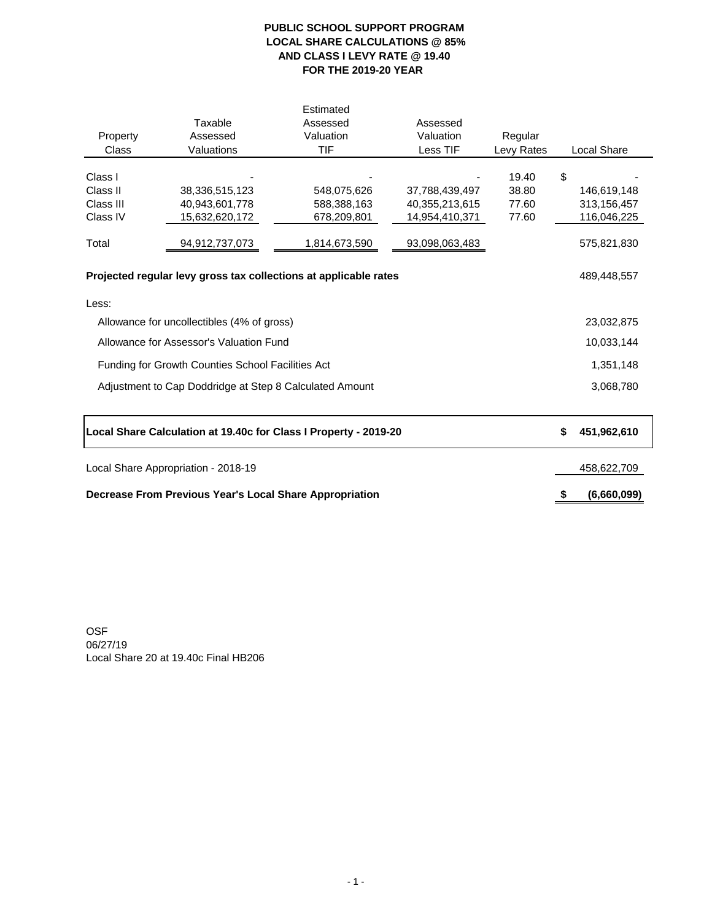# PUBLIC SCHOOL SUPPORT PROGRAM
## LOCAL SHARE CALCULATIONS @ 85%
## AND CLASS I LEVY RATE @ 19.40
## FOR THE 2019-20 YEAR

| Property Class | Taxable Assessed Valuations | Estimated Assessed Valuation TIF | Assessed Valuation Less TIF | Regular Levy Rates | Local Share |
|---|---|---|---|---|---|
| Class I | - | - | - | 19.40 | $ - |
| Class II | 38,336,515,123 | 548,075,626 | 37,788,439,497 | 38.80 | 146,619,148 |
| Class III | 40,943,601,778 | 588,388,163 | 40,355,213,615 | 77.60 | 313,156,457 |
| Class IV | 15,632,620,172 | 678,209,801 | 14,954,410,371 | 77.60 | 116,046,225 |
| Total | 94,912,737,073 | 1,814,673,590 | 93,098,063,483 | | 575,821,830 |

| | |
|---|---|
| **Projected regular levy gross tax collections at applicable rates** | 489,448,557 |
| Less: | |
| Allowance for uncollectibles (4% of gross) | 23,032,875 |
| Allowance for Assessor's Valuation Fund | 10,033,144 |
| Funding for Growth Counties School Facilities Act | 1,351,148 |
| Adjustment to Cap Doddridge at Step 8 Calculated Amount | 3,068,780 |
| **Local Share Calculation at 19.40c for Class I Property - 2019-20** | **$ 451,962,610** |
| Local Share Appropriation - 2018-19 | 458,622,709 |
| **Decrease From Previous Year's Local Share Appropriation** | **$ (6,660,099)** |

OSF
06/27/19
Local Share 20 at 19.40c Final HB206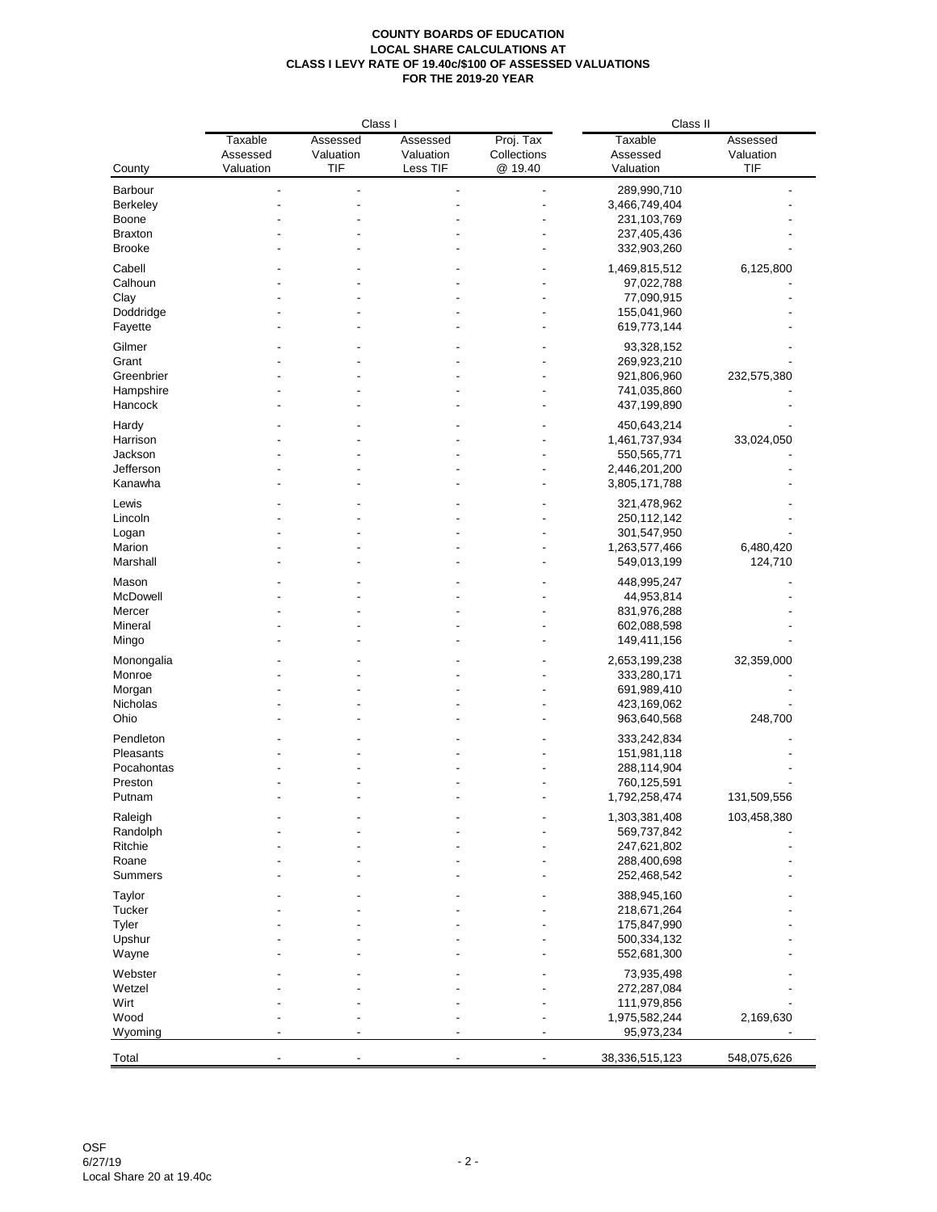**COUNTY BOARDS OF EDUCATION**
**LOCAL SHARE CALCULATIONS AT**
**CLASS I LEVY RATE OF 19.40c/$100 OF ASSESSED VALUATIONS**
**FOR THE 2019-20 YEAR**

| | Class I | | | | Class II | |
|---|---|---|---|---|---|---|
| County | Taxable Assessed Valuation | Assessed Valuation TIF | Assessed Valuation Less TIF | Proj. Tax Collections @ 19.40 | Taxable Assessed Valuation | Assessed Valuation TIF |
| Barbour | - | - | - | - | 289,990,710 | - |
| Berkeley | - | - | - | - | 3,466,749,404 | - |
| Boone | - | - | - | - | 231,103,769 | - |
| Braxton | - | - | - | - | 237,405,436 | - |
| Brooke | - | - | - | - | 332,903,260 | - |
| Cabell | - | - | - | - | 1,469,815,512 | 6,125,800 |
| Calhoun | - | - | - | - | 97,022,788 | - |
| Clay | - | - | - | - | 77,090,915 | - |
| Doddridge | - | - | - | - | 155,041,960 | - |
| Fayette | - | - | - | - | 619,773,144 | - |
| Gilmer | - | - | - | - | 93,328,152 | - |
| Grant | - | - | - | - | 269,923,210 | - |
| Greenbrier | - | - | - | - | 921,806,960 | 232,575,380 |
| Hampshire | - | - | - | - | 741,035,860 | - |
| Hancock | - | - | - | - | 437,199,890 | - |
| Hardy | - | - | - | - | 450,643,214 | - |
| Harrison | - | - | - | - | 1,461,737,934 | 33,024,050 |
| Jackson | - | - | - | - | 550,565,771 | - |
| Jefferson | - | - | - | - | 2,446,201,200 | - |
| Kanawha | - | - | - | - | 3,805,171,788 | - |
| Lewis | - | - | - | - | 321,478,962 | - |
| Lincoln | - | - | - | - | 250,112,142 | - |
| Logan | - | - | - | - | 301,547,950 | - |
| Marion | - | - | - | - | 1,263,577,466 | 6,480,420 |
| Marshall | - | - | - | - | 549,013,199 | 124,710 |
| Mason | - | - | - | - | 448,995,247 | - |
| McDowell | - | - | - | - | 44,953,814 | - |
| Mercer | - | - | - | - | 831,976,288 | - |
| Mineral | - | - | - | - | 602,088,598 | - |
| Mingo | - | - | - | - | 149,411,156 | - |
| Monongalia | - | - | - | - | 2,653,199,238 | 32,359,000 |
| Monroe | - | - | - | - | 333,280,171 | - |
| Morgan | - | - | - | - | 691,989,410 | - |
| Nicholas | - | - | - | - | 423,169,062 | - |
| Ohio | - | - | - | - | 963,640,568 | 248,700 |
| Pendleton | - | - | - | - | 333,242,834 | - |
| Pleasants | - | - | - | - | 151,981,118 | - |
| Pocahontas | - | - | - | - | 288,114,904 | - |
| Preston | - | - | - | - | 760,125,591 | - |
| Putnam | - | - | - | - | 1,792,258,474 | 131,509,556 |
| Raleigh | - | - | - | - | 1,303,381,408 | 103,458,380 |
| Randolph | - | - | - | - | 569,737,842 | - |
| Ritchie | - | - | - | - | 247,621,802 | - |
| Roane | - | - | - | - | 288,400,698 | - |
| Summers | - | - | - | - | 252,468,542 | - |
| Taylor | - | - | - | - | 388,945,160 | - |
| Tucker | - | - | - | - | 218,671,264 | - |
| Tyler | - | - | - | - | 175,847,990 | - |
| Upshur | - | - | - | - | 500,334,132 | - |
| Wayne | - | - | - | - | 552,681,300 | - |
| Webster | - | - | - | - | 73,935,498 | - |
| Wetzel | - | - | - | - | 272,287,084 | - |
| Wirt | - | - | - | - | 111,979,856 | - |
| Wood | - | - | - | - | 1,975,582,244 | 2,169,630 |
| Wyoming | - | - | - | - | 95,973,234 | - |
| Total | - | - | - | - | 38,336,515,123 | 548,075,626 |

OSF
6/27/19
Local Share 20 at 19.40c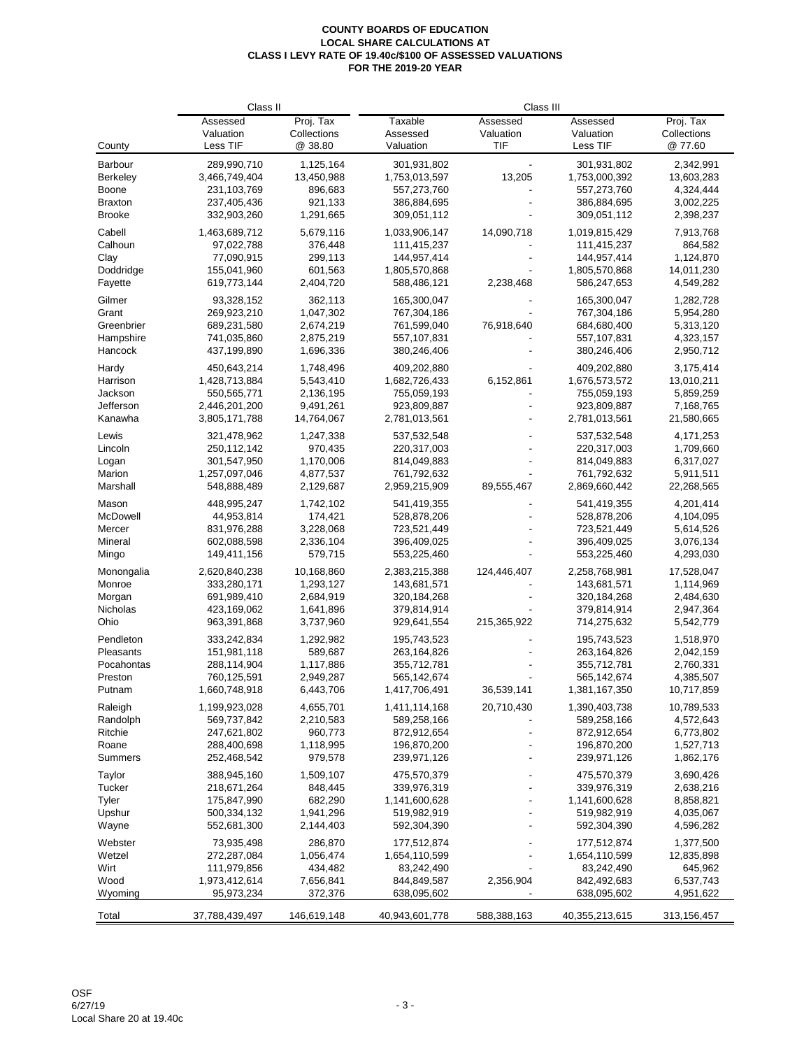**COUNTY BOARDS OF EDUCATION**
**LOCAL SHARE CALCULATIONS AT**
**CLASS I LEVY RATE OF 19.40c/$100 OF ASSESSED VALUATIONS**
**FOR THE 2019-20 YEAR**

| | Class II | | Class III | | | |
|---|---|---|---|---|---|---|
| County | Assessed Valuation Less TIF | Proj. Tax Collections @ 38.80 | Taxable Assessed Valuation | Assessed Valuation TIF | Assessed Valuation Less TIF | Proj. Tax Collections @ 77.60 |
| Barbour | 289,990,710 | 1,125,164 | 301,931,802 | - | 301,931,802 | 2,342,991 |
| Berkeley | 3,466,749,404 | 13,450,988 | 1,753,013,597 | 13,205 | 1,753,000,392 | 13,603,283 |
| Boone | 231,103,769 | 896,683 | 557,273,760 | - | 557,273,760 | 4,324,444 |
| Braxton | 237,405,436 | 921,133 | 386,884,695 | - | 386,884,695 | 3,002,225 |
| Brooke | 332,903,260 | 1,291,665 | 309,051,112 | - | 309,051,112 | 2,398,237 |
| Cabell | 1,463,689,712 | 5,679,116 | 1,033,906,147 | 14,090,718 | 1,019,815,429 | 7,913,768 |
| Calhoun | 97,022,788 | 376,448 | 111,415,237 | - | 111,415,237 | 864,582 |
| Clay | 77,090,915 | 299,113 | 144,957,414 | - | 144,957,414 | 1,124,870 |
| Doddridge | 155,041,960 | 601,563 | 1,805,570,868 | - | 1,805,570,868 | 14,011,230 |
| Fayette | 619,773,144 | 2,404,720 | 588,486,121 | 2,238,468 | 586,247,653 | 4,549,282 |
| Gilmer | 93,328,152 | 362,113 | 165,300,047 | - | 165,300,047 | 1,282,728 |
| Grant | 269,923,210 | 1,047,302 | 767,304,186 | - | 767,304,186 | 5,954,280 |
| Greenbrier | 689,231,580 | 2,674,219 | 761,599,040 | 76,918,640 | 684,680,400 | 5,313,120 |
| Hampshire | 741,035,860 | 2,875,219 | 557,107,831 | - | 557,107,831 | 4,323,157 |
| Hancock | 437,199,890 | 1,696,336 | 380,246,406 | - | 380,246,406 | 2,950,712 |
| Hardy | 450,643,214 | 1,748,496 | 409,202,880 | - | 409,202,880 | 3,175,414 |
| Harrison | 1,428,713,884 | 5,543,410 | 1,682,726,433 | 6,152,861 | 1,676,573,572 | 13,010,211 |
| Jackson | 550,565,771 | 2,136,195 | 755,059,193 | - | 755,059,193 | 5,859,259 |
| Jefferson | 2,446,201,200 | 9,491,261 | 923,809,887 | - | 923,809,887 | 7,168,765 |
| Kanawha | 3,805,171,788 | 14,764,067 | 2,781,013,561 | - | 2,781,013,561 | 21,580,665 |
| Lewis | 321,478,962 | 1,247,338 | 537,532,548 | - | 537,532,548 | 4,171,253 |
| Lincoln | 250,112,142 | 970,435 | 220,317,003 | - | 220,317,003 | 1,709,660 |
| Logan | 301,547,950 | 1,170,006 | 814,049,883 | - | 814,049,883 | 6,317,027 |
| Marion | 1,257,097,046 | 4,877,537 | 761,792,632 | - | 761,792,632 | 5,911,511 |
| Marshall | 548,888,489 | 2,129,687 | 2,959,215,909 | 89,555,467 | 2,869,660,442 | 22,268,565 |
| Mason | 448,995,247 | 1,742,102 | 541,419,355 | - | 541,419,355 | 4,201,414 |
| McDowell | 44,953,814 | 174,421 | 528,878,206 | - | 528,878,206 | 4,104,095 |
| Mercer | 831,976,288 | 3,228,068 | 723,521,449 | - | 723,521,449 | 5,614,526 |
| Mineral | 602,088,598 | 2,336,104 | 396,409,025 | - | 396,409,025 | 3,076,134 |
| Mingo | 149,411,156 | 579,715 | 553,225,460 | - | 553,225,460 | 4,293,030 |
| Monongalia | 2,620,840,238 | 10,168,860 | 2,383,215,388 | 124,446,407 | 2,258,768,981 | 17,528,047 |
| Monroe | 333,280,171 | 1,293,127 | 143,681,571 | - | 143,681,571 | 1,114,969 |
| Morgan | 691,989,410 | 2,684,919 | 320,184,268 | - | 320,184,268 | 2,484,630 |
| Nicholas | 423,169,062 | 1,641,896 | 379,814,914 | - | 379,814,914 | 2,947,364 |
| Ohio | 963,391,868 | 3,737,960 | 929,641,554 | 215,365,922 | 714,275,632 | 5,542,779 |
| Pendleton | 333,242,834 | 1,292,982 | 195,743,523 | - | 195,743,523 | 1,518,970 |
| Pleasants | 151,981,118 | 589,687 | 263,164,826 | - | 263,164,826 | 2,042,159 |
| Pocahontas | 288,114,904 | 1,117,886 | 355,712,781 | - | 355,712,781 | 2,760,331 |
| Preston | 760,125,591 | 2,949,287 | 565,142,674 | - | 565,142,674 | 4,385,507 |
| Putnam | 1,660,748,918 | 6,443,706 | 1,417,706,491 | 36,539,141 | 1,381,167,350 | 10,717,859 |
| Raleigh | 1,199,923,028 | 4,655,701 | 1,411,114,168 | 20,710,430 | 1,390,403,738 | 10,789,533 |
| Randolph | 569,737,842 | 2,210,583 | 589,258,166 | - | 589,258,166 | 4,572,643 |
| Ritchie | 247,621,802 | 960,773 | 872,912,654 | - | 872,912,654 | 6,773,802 |
| Roane | 288,400,698 | 1,118,995 | 196,870,200 | - | 196,870,200 | 1,527,713 |
| Summers | 252,468,542 | 979,578 | 239,971,126 | - | 239,971,126 | 1,862,176 |
| Taylor | 388,945,160 | 1,509,107 | 475,570,379 | - | 475,570,379 | 3,690,426 |
| Tucker | 218,671,264 | 848,445 | 339,976,319 | - | 339,976,319 | 2,638,216 |
| Tyler | 175,847,990 | 682,290 | 1,141,600,628 | - | 1,141,600,628 | 8,858,821 |
| Upshur | 500,334,132 | 1,941,296 | 519,982,919 | - | 519,982,919 | 4,035,067 |
| Wayne | 552,681,300 | 2,144,403 | 592,304,390 | - | 592,304,390 | 4,596,282 |
| Webster | 73,935,498 | 286,870 | 177,512,874 | - | 177,512,874 | 1,377,500 |
| Wetzel | 272,287,084 | 1,056,474 | 1,654,110,599 | - | 1,654,110,599 | 12,835,898 |
| Wirt | 111,979,856 | 434,482 | 83,242,490 | - | 83,242,490 | 645,962 |
| Wood | 1,973,412,614 | 7,656,841 | 844,849,587 | 2,356,904 | 842,492,683 | 6,537,743 |
| Wyoming | 95,973,234 | 372,376 | 638,095,602 | - | 638,095,602 | 4,951,622 |
| Total | 37,788,439,497 | 146,619,148 | 40,943,601,778 | 588,388,163 | 40,355,213,615 | 313,156,457 |

OSF
6/27/19
Local Share 20 at 19.40c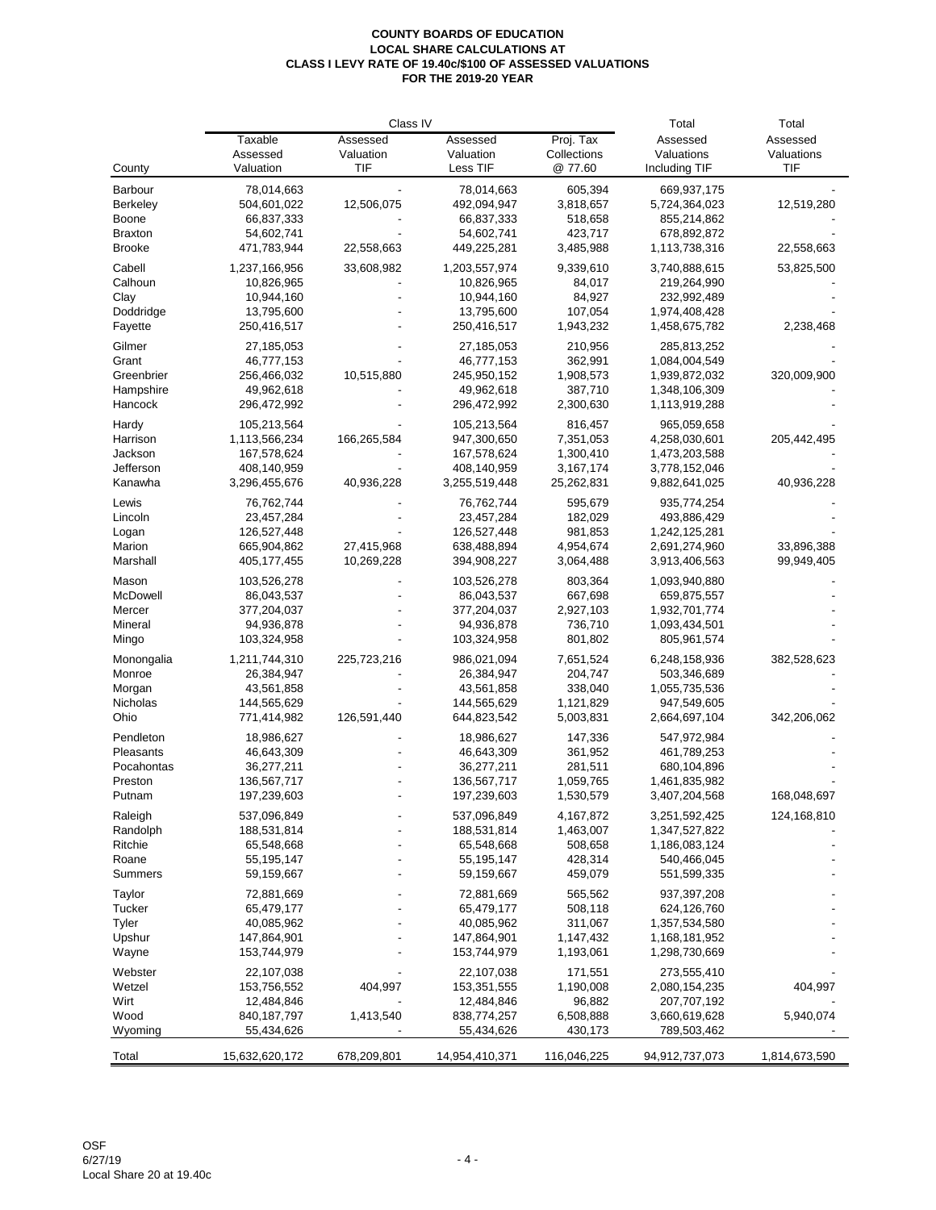# COUNTY BOARDS OF EDUCATION
## LOCAL SHARE CALCULATIONS AT
## CLASS I LEVY RATE OF 19.40c/$100 OF ASSESSED VALUATIONS
## FOR THE 2019-20 YEAR

| | Class IV | | | | Total | Total |
|---|---|---|---|---|---|---|
| County | Taxable Assessed Valuation | Assessed Valuation TIF | Assessed Valuation Less TIF | Proj. Tax Collections @ 77.60 | Assessed Valuations Including TIF | Assessed Valuations TIF |
| Barbour | 78,014,663 | - | 78,014,663 | 605,394 | 669,937,175 | - |
| Berkeley | 504,601,022 | 12,506,075 | 492,094,947 | 3,818,657 | 5,724,364,023 | 12,519,280 |
| Boone | 66,837,333 | - | 66,837,333 | 518,658 | 855,214,862 | - |
| Braxton | 54,602,741 | - | 54,602,741 | 423,717 | 678,892,872 | - |
| Brooke | 471,783,944 | 22,558,663 | 449,225,281 | 3,485,988 | 1,113,738,316 | 22,558,663 |
| Cabell | 1,237,166,956 | 33,608,982 | 1,203,557,974 | 9,339,610 | 3,740,888,615 | 53,825,500 |
| Calhoun | 10,826,965 | - | 10,826,965 | 84,017 | 219,264,990 | - |
| Clay | 10,944,160 | - | 10,944,160 | 84,927 | 232,992,489 | - |
| Doddridge | 13,795,600 | - | 13,795,600 | 107,054 | 1,974,408,428 | - |
| Fayette | 250,416,517 | - | 250,416,517 | 1,943,232 | 1,458,675,782 | 2,238,468 |
| Gilmer | 27,185,053 | - | 27,185,053 | 210,956 | 285,813,252 | - |
| Grant | 46,777,153 | - | 46,777,153 | 362,991 | 1,084,004,549 | - |
| Greenbrier | 256,466,032 | 10,515,880 | 245,950,152 | 1,908,573 | 1,939,872,032 | 320,009,900 |
| Hampshire | 49,962,618 | - | 49,962,618 | 387,710 | 1,348,106,309 | - |
| Hancock | 296,472,992 | - | 296,472,992 | 2,300,630 | 1,113,919,288 | - |
| Hardy | 105,213,564 | - | 105,213,564 | 816,457 | 965,059,658 | - |
| Harrison | 1,113,566,234 | 166,265,584 | 947,300,650 | 7,351,053 | 4,258,030,601 | 205,442,495 |
| Jackson | 167,578,624 | - | 167,578,624 | 1,300,410 | 1,473,203,588 | - |
| Jefferson | 408,140,959 | - | 408,140,959 | 3,167,174 | 3,778,152,046 | - |
| Kanawha | 3,296,455,676 | 40,936,228 | 3,255,519,448 | 25,262,831 | 9,882,641,025 | 40,936,228 |
| Lewis | 76,762,744 | - | 76,762,744 | 595,679 | 935,774,254 | - |
| Lincoln | 23,457,284 | - | 23,457,284 | 182,029 | 493,886,429 | - |
| Logan | 126,527,448 | - | 126,527,448 | 981,853 | 1,242,125,281 | - |
| Marion | 665,904,862 | 27,415,968 | 638,488,894 | 4,954,674 | 2,691,274,960 | 33,896,388 |
| Marshall | 405,177,455 | 10,269,228 | 394,908,227 | 3,064,488 | 3,913,406,563 | 99,949,405 |
| Mason | 103,526,278 | - | 103,526,278 | 803,364 | 1,093,940,880 | - |
| McDowell | 86,043,537 | - | 86,043,537 | 667,698 | 659,875,557 | - |
| Mercer | 377,204,037 | - | 377,204,037 | 2,927,103 | 1,932,701,774 | - |
| Mineral | 94,936,878 | - | 94,936,878 | 736,710 | 1,093,434,501 | - |
| Mingo | 103,324,958 | - | 103,324,958 | 801,802 | 805,961,574 | - |
| Monongalia | 1,211,744,310 | 225,723,216 | 986,021,094 | 7,651,524 | 6,248,158,936 | 382,528,623 |
| Monroe | 26,384,947 | - | 26,384,947 | 204,747 | 503,346,689 | - |
| Morgan | 43,561,858 | - | 43,561,858 | 338,040 | 1,055,735,536 | - |
| Nicholas | 144,565,629 | - | 144,565,629 | 1,121,829 | 947,549,605 | - |
| Ohio | 771,414,982 | 126,591,440 | 644,823,542 | 5,003,831 | 2,664,697,104 | 342,206,062 |
| Pendleton | 18,986,627 | - | 18,986,627 | 147,336 | 547,972,984 | - |
| Pleasants | 46,643,309 | - | 46,643,309 | 361,952 | 461,789,253 | - |
| Pocahontas | 36,277,211 | - | 36,277,211 | 281,511 | 680,104,896 | - |
| Preston | 136,567,717 | - | 136,567,717 | 1,059,765 | 1,461,835,982 | - |
| Putnam | 197,239,603 | - | 197,239,603 | 1,530,579 | 3,407,204,568 | 168,048,697 |
| Raleigh | 537,096,849 | - | 537,096,849 | 4,167,872 | 3,251,592,425 | 124,168,810 |
| Randolph | 188,531,814 | - | 188,531,814 | 1,463,007 | 1,347,527,822 | - |
| Ritchie | 65,548,668 | - | 65,548,668 | 508,658 | 1,186,083,124 | - |
| Roane | 55,195,147 | - | 55,195,147 | 428,314 | 540,466,045 | - |
| Summers | 59,159,667 | - | 59,159,667 | 459,079 | 551,599,335 | - |
| Taylor | 72,881,669 | - | 72,881,669 | 565,562 | 937,397,208 | - |
| Tucker | 65,479,177 | - | 65,479,177 | 508,118 | 624,126,760 | - |
| Tyler | 40,085,962 | - | 40,085,962 | 311,067 | 1,357,534,580 | - |
| Upshur | 147,864,901 | - | 147,864,901 | 1,147,432 | 1,168,181,952 | - |
| Wayne | 153,744,979 | - | 153,744,979 | 1,193,061 | 1,298,730,669 | - |
| Webster | 22,107,038 | - | 22,107,038 | 171,551 | 273,555,410 | - |
| Wetzel | 153,756,552 | 404,997 | 153,351,555 | 1,190,008 | 2,080,154,235 | 404,997 |
| Wirt | 12,484,846 | - | 12,484,846 | 96,882 | 207,707,192 | - |
| Wood | 840,187,797 | 1,413,540 | 838,774,257 | 6,508,888 | 3,660,619,628 | 5,940,074 |
| Wyoming | 55,434,626 | - | 55,434,626 | 430,173 | 789,503,462 | - |
| Total | 15,632,620,172 | 678,209,801 | 14,954,410,371 | 116,046,225 | 94,912,737,073 | 1,814,673,590 |

OSF
6/27/19
Local Share 20 at 19.40c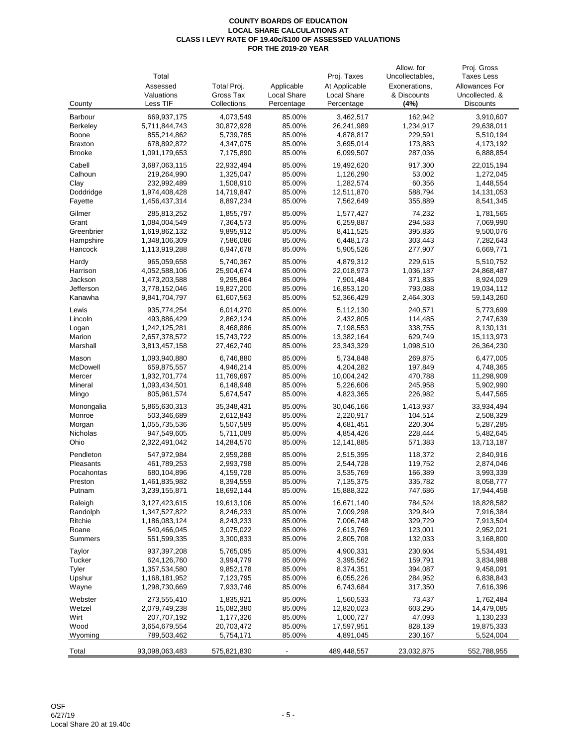# COUNTY BOARDS OF EDUCATION
## LOCAL SHARE CALCULATIONS AT
## CLASS I LEVY RATE OF 19.40c/$100 OF ASSESSED VALUATIONS
## FOR THE 2019-20 YEAR

| County | Total Assessed Valuations Less TIF | Total Proj. Gross Tax Collections | Applicable Local Share Percentage | Proj. Taxes At Applicable Local Share Percentage | Allow. for Uncollectables, Exonerations, & Discounts **(4%)** | Proj. Gross Taxes Less Allowances For Uncollected. & Discounts |
|---|---|---|---|---|---|---|
| Barbour | 669,937,175 | 4,073,549 | 85.00% | 3,462,517 | 162,942 | 3,910,607 |
| Berkeley | 5,711,844,743 | 30,872,928 | 85.00% | 26,241,989 | 1,234,917 | 29,638,011 |
| Boone | 855,214,862 | 5,739,785 | 85.00% | 4,878,817 | 229,591 | 5,510,194 |
| Braxton | 678,892,872 | 4,347,075 | 85.00% | 3,695,014 | 173,883 | 4,173,192 |
| Brooke | 1,091,179,653 | 7,175,890 | 85.00% | 6,099,507 | 287,036 | 6,888,854 |
| Cabell | 3,687,063,115 | 22,932,494 | 85.00% | 19,492,620 | 917,300 | 22,015,194 |
| Calhoun | 219,264,990 | 1,325,047 | 85.00% | 1,126,290 | 53,002 | 1,272,045 |
| Clay | 232,992,489 | 1,508,910 | 85.00% | 1,282,574 | 60,356 | 1,448,554 |
| Doddridge | 1,974,408,428 | 14,719,847 | 85.00% | 12,511,870 | 588,794 | 14,131,053 |
| Fayette | 1,456,437,314 | 8,897,234 | 85.00% | 7,562,649 | 355,889 | 8,541,345 |
| Gilmer | 285,813,252 | 1,855,797 | 85.00% | 1,577,427 | 74,232 | 1,781,565 |
| Grant | 1,084,004,549 | 7,364,573 | 85.00% | 6,259,887 | 294,583 | 7,069,990 |
| Greenbrier | 1,619,862,132 | 9,895,912 | 85.00% | 8,411,525 | 395,836 | 9,500,076 |
| Hampshire | 1,348,106,309 | 7,586,086 | 85.00% | 6,448,173 | 303,443 | 7,282,643 |
| Hancock | 1,113,919,288 | 6,947,678 | 85.00% | 5,905,526 | 277,907 | 6,669,771 |
| Hardy | 965,059,658 | 5,740,367 | 85.00% | 4,879,312 | 229,615 | 5,510,752 |
| Harrison | 4,052,588,106 | 25,904,674 | 85.00% | 22,018,973 | 1,036,187 | 24,868,487 |
| Jackson | 1,473,203,588 | 9,295,864 | 85.00% | 7,901,484 | 371,835 | 8,924,029 |
| Jefferson | 3,778,152,046 | 19,827,200 | 85.00% | 16,853,120 | 793,088 | 19,034,112 |
| Kanawha | 9,841,704,797 | 61,607,563 | 85.00% | 52,366,429 | 2,464,303 | 59,143,260 |
| Lewis | 935,774,254 | 6,014,270 | 85.00% | 5,112,130 | 240,571 | 5,773,699 |
| Lincoln | 493,886,429 | 2,862,124 | 85.00% | 2,432,805 | 114,485 | 2,747,639 |
| Logan | 1,242,125,281 | 8,468,886 | 85.00% | 7,198,553 | 338,755 | 8,130,131 |
| Marion | 2,657,378,572 | 15,743,722 | 85.00% | 13,382,164 | 629,749 | 15,113,973 |
| Marshall | 3,813,457,158 | 27,462,740 | 85.00% | 23,343,329 | 1,098,510 | 26,364,230 |
| Mason | 1,093,940,880 | 6,746,880 | 85.00% | 5,734,848 | 269,875 | 6,477,005 |
| McDowell | 659,875,557 | 4,946,214 | 85.00% | 4,204,282 | 197,849 | 4,748,365 |
| Mercer | 1,932,701,774 | 11,769,697 | 85.00% | 10,004,242 | 470,788 | 11,298,909 |
| Mineral | 1,093,434,501 | 6,148,948 | 85.00% | 5,226,606 | 245,958 | 5,902,990 |
| Mingo | 805,961,574 | 5,674,547 | 85.00% | 4,823,365 | 226,982 | 5,447,565 |
| Monongalia | 5,865,630,313 | 35,348,431 | 85.00% | 30,046,166 | 1,413,937 | 33,934,494 |
| Monroe | 503,346,689 | 2,612,843 | 85.00% | 2,220,917 | 104,514 | 2,508,329 |
| Morgan | 1,055,735,536 | 5,507,589 | 85.00% | 4,681,451 | 220,304 | 5,287,285 |
| Nicholas | 947,549,605 | 5,711,089 | 85.00% | 4,854,426 | 228,444 | 5,482,645 |
| Ohio | 2,322,491,042 | 14,284,570 | 85.00% | 12,141,885 | 571,383 | 13,713,187 |
| Pendleton | 547,972,984 | 2,959,288 | 85.00% | 2,515,395 | 118,372 | 2,840,916 |
| Pleasants | 461,789,253 | 2,993,798 | 85.00% | 2,544,728 | 119,752 | 2,874,046 |
| Pocahontas | 680,104,896 | 4,159,728 | 85.00% | 3,535,769 | 166,389 | 3,993,339 |
| Preston | 1,461,835,982 | 8,394,559 | 85.00% | 7,135,375 | 335,782 | 8,058,777 |
| Putnam | 3,239,155,871 | 18,692,144 | 85.00% | 15,888,322 | 747,686 | 17,944,458 |
| Raleigh | 3,127,423,615 | 19,613,106 | 85.00% | 16,671,140 | 784,524 | 18,828,582 |
| Randolph | 1,347,527,822 | 8,246,233 | 85.00% | 7,009,298 | 329,849 | 7,916,384 |
| Ritchie | 1,186,083,124 | 8,243,233 | 85.00% | 7,006,748 | 329,729 | 7,913,504 |
| Roane | 540,466,045 | 3,075,022 | 85.00% | 2,613,769 | 123,001 | 2,952,021 |
| Summers | 551,599,335 | 3,300,833 | 85.00% | 2,805,708 | 132,033 | 3,168,800 |
| Taylor | 937,397,208 | 5,765,095 | 85.00% | 4,900,331 | 230,604 | 5,534,491 |
| Tucker | 624,126,760 | 3,994,779 | 85.00% | 3,395,562 | 159,791 | 3,834,988 |
| Tyler | 1,357,534,580 | 9,852,178 | 85.00% | 8,374,351 | 394,087 | 9,458,091 |
| Upshur | 1,168,181,952 | 7,123,795 | 85.00% | 6,055,226 | 284,952 | 6,838,843 |
| Wayne | 1,298,730,669 | 7,933,746 | 85.00% | 6,743,684 | 317,350 | 7,616,396 |
| Webster | 273,555,410 | 1,835,921 | 85.00% | 1,560,533 | 73,437 | 1,762,484 |
| Wetzel | 2,079,749,238 | 15,082,380 | 85.00% | 12,820,023 | 603,295 | 14,479,085 |
| Wirt | 207,707,192 | 1,177,326 | 85.00% | 1,000,727 | 47,093 | 1,130,233 |
| Wood | 3,654,679,554 | 20,703,472 | 85.00% | 17,597,951 | 828,139 | 19,875,333 |
| Wyoming | 789,503,462 | 5,754,171 | 85.00% | 4,891,045 | 230,167 | 5,524,004 |
| Total | 93,098,063,483 | 575,821,830 | - | 489,448,557 | 23,032,875 | 552,788,955 |

OSF
6/27/19
Local Share 20 at 19.40c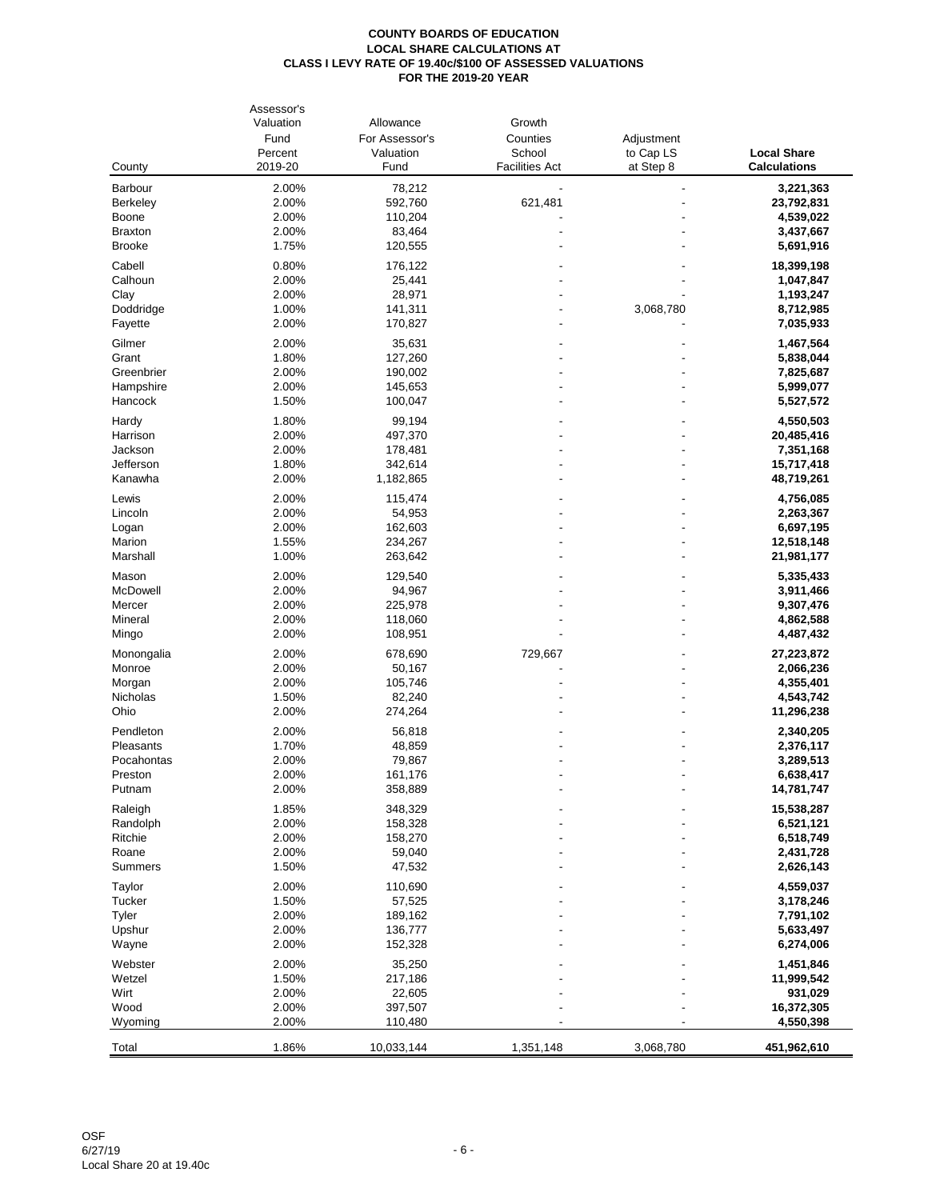**COUNTY BOARDS OF EDUCATION**
**LOCAL SHARE CALCULATIONS AT**
**CLASS I LEVY RATE OF 19.40c/$100 OF ASSESSED VALUATIONS**
**FOR THE 2019-20 YEAR**

| County | Assessor's Valuation Fund Percent 2019-20 | Allowance For Assessor's Valuation Fund | Growth Counties School Facilities Act | Adjustment to Cap LS at Step 8 | **Local Share Calculations** |
|---|---|---|---|---|---|
| Barbour | 2.00% | 78,212 | - | - | **3,221,363** |
| Berkeley | 2.00% | 592,760 | 621,481 | - | **23,792,831** |
| Boone | 2.00% | 110,204 | - | - | **4,539,022** |
| Braxton | 2.00% | 83,464 | - | - | **3,437,667** |
| Brooke | 1.75% | 120,555 | - | - | **5,691,916** |
| Cabell | 0.80% | 176,122 | - | - | **18,399,198** |
| Calhoun | 2.00% | 25,441 | - | - | **1,047,847** |
| Clay | 2.00% | 28,971 | - | - | **1,193,247** |
| Doddridge | 1.00% | 141,311 | - | 3,068,780 | **8,712,985** |
| Fayette | 2.00% | 170,827 | - | - | **7,035,933** |
| Gilmer | 2.00% | 35,631 | - | - | **1,467,564** |
| Grant | 1.80% | 127,260 | - | - | **5,838,044** |
| Greenbrier | 2.00% | 190,002 | - | - | **7,825,687** |
| Hampshire | 2.00% | 145,653 | - | - | **5,999,077** |
| Hancock | 1.50% | 100,047 | - | - | **5,527,572** |
| Hardy | 1.80% | 99,194 | - | - | **4,550,503** |
| Harrison | 2.00% | 497,370 | - | - | **20,485,416** |
| Jackson | 2.00% | 178,481 | - | - | **7,351,168** |
| Jefferson | 1.80% | 342,614 | - | - | **15,717,418** |
| Kanawha | 2.00% | 1,182,865 | - | - | **48,719,261** |
| Lewis | 2.00% | 115,474 | - | - | **4,756,085** |
| Lincoln | 2.00% | 54,953 | - | - | **2,263,367** |
| Logan | 2.00% | 162,603 | - | - | **6,697,195** |
| Marion | 1.55% | 234,267 | - | - | **12,518,148** |
| Marshall | 1.00% | 263,642 | - | - | **21,981,177** |
| Mason | 2.00% | 129,540 | - | - | **5,335,433** |
| McDowell | 2.00% | 94,967 | - | - | **3,911,466** |
| Mercer | 2.00% | 225,978 | - | - | **9,307,476** |
| Mineral | 2.00% | 118,060 | - | - | **4,862,588** |
| Mingo | 2.00% | 108,951 | - | - | **4,487,432** |
| Monongalia | 2.00% | 678,690 | 729,667 | - | **27,223,872** |
| Monroe | 2.00% | 50,167 | - | - | **2,066,236** |
| Morgan | 2.00% | 105,746 | - | - | **4,355,401** |
| Nicholas | 1.50% | 82,240 | - | - | **4,543,742** |
| Ohio | 2.00% | 274,264 | - | - | **11,296,238** |
| Pendleton | 2.00% | 56,818 | - | - | **2,340,205** |
| Pleasants | 1.70% | 48,859 | - | - | **2,376,117** |
| Pocahontas | 2.00% | 79,867 | - | - | **3,289,513** |
| Preston | 2.00% | 161,176 | - | - | **6,638,417** |
| Putnam | 2.00% | 358,889 | - | - | **14,781,747** |
| Raleigh | 1.85% | 348,329 | - | - | **15,538,287** |
| Randolph | 2.00% | 158,328 | - | - | **6,521,121** |
| Ritchie | 2.00% | 158,270 | - | - | **6,518,749** |
| Roane | 2.00% | 59,040 | - | - | **2,431,728** |
| Summers | 1.50% | 47,532 | - | - | **2,626,143** |
| Taylor | 2.00% | 110,690 | - | - | **4,559,037** |
| Tucker | 1.50% | 57,525 | - | - | **3,178,246** |
| Tyler | 2.00% | 189,162 | - | - | **7,791,102** |
| Upshur | 2.00% | 136,777 | - | - | **5,633,497** |
| Wayne | 2.00% | 152,328 | - | - | **6,274,006** |
| Webster | 2.00% | 35,250 | - | - | **1,451,846** |
| Wetzel | 1.50% | 217,186 | - | - | **11,999,542** |
| Wirt | 2.00% | 22,605 | - | - | **931,029** |
| Wood | 2.00% | 397,507 | - | - | **16,372,305** |
| Wyoming | 2.00% | 110,480 | - | - | **4,550,398** |
| Total | 1.86% | 10,033,144 | 1,351,148 | 3,068,780 | **451,962,610** |

OSF
6/27/19
Local Share 20 at 19.40c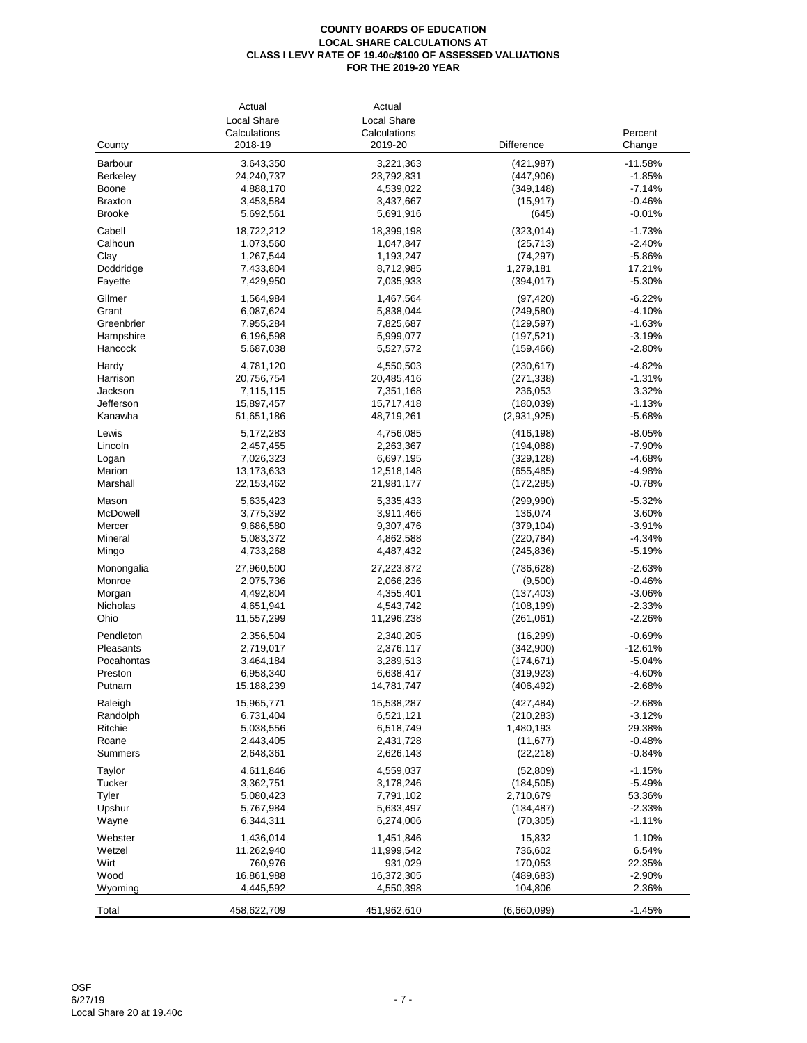**COUNTY BOARDS OF EDUCATION**
**LOCAL SHARE CALCULATIONS AT**
**CLASS I LEVY RATE OF 19.40c/$100 OF ASSESSED VALUATIONS**
**FOR THE 2019-20 YEAR**

| County | Actual Local Share Calculations 2018-19 | Actual Local Share Calculations 2019-20 | Difference | Percent Change |
|---|---|---|---|---|
| Barbour | 3,643,350 | 3,221,363 | (421,987) | -11.58% |
| Berkeley | 24,240,737 | 23,792,831 | (447,906) | -1.85% |
| Boone | 4,888,170 | 4,539,022 | (349,148) | -7.14% |
| Braxton | 3,453,584 | 3,437,667 | (15,917) | -0.46% |
| Brooke | 5,692,561 | 5,691,916 | (645) | -0.01% |
| Cabell | 18,722,212 | 18,399,198 | (323,014) | -1.73% |
| Calhoun | 1,073,560 | 1,047,847 | (25,713) | -2.40% |
| Clay | 1,267,544 | 1,193,247 | (74,297) | -5.86% |
| Doddridge | 7,433,804 | 8,712,985 | 1,279,181 | 17.21% |
| Fayette | 7,429,950 | 7,035,933 | (394,017) | -5.30% |
| Gilmer | 1,564,984 | 1,467,564 | (97,420) | -6.22% |
| Grant | 6,087,624 | 5,838,044 | (249,580) | -4.10% |
| Greenbrier | 7,955,284 | 7,825,687 | (129,597) | -1.63% |
| Hampshire | 6,196,598 | 5,999,077 | (197,521) | -3.19% |
| Hancock | 5,687,038 | 5,527,572 | (159,466) | -2.80% |
| Hardy | 4,781,120 | 4,550,503 | (230,617) | -4.82% |
| Harrison | 20,756,754 | 20,485,416 | (271,338) | -1.31% |
| Jackson | 7,115,115 | 7,351,168 | 236,053 | 3.32% |
| Jefferson | 15,897,457 | 15,717,418 | (180,039) | -1.13% |
| Kanawha | 51,651,186 | 48,719,261 | (2,931,925) | -5.68% |
| Lewis | 5,172,283 | 4,756,085 | (416,198) | -8.05% |
| Lincoln | 2,457,455 | 2,263,367 | (194,088) | -7.90% |
| Logan | 7,026,323 | 6,697,195 | (329,128) | -4.68% |
| Marion | 13,173,633 | 12,518,148 | (655,485) | -4.98% |
| Marshall | 22,153,462 | 21,981,177 | (172,285) | -0.78% |
| Mason | 5,635,423 | 5,335,433 | (299,990) | -5.32% |
| McDowell | 3,775,392 | 3,911,466 | 136,074 | 3.60% |
| Mercer | 9,686,580 | 9,307,476 | (379,104) | -3.91% |
| Mineral | 5,083,372 | 4,862,588 | (220,784) | -4.34% |
| Mingo | 4,733,268 | 4,487,432 | (245,836) | -5.19% |
| Monongalia | 27,960,500 | 27,223,872 | (736,628) | -2.63% |
| Monroe | 2,075,736 | 2,066,236 | (9,500) | -0.46% |
| Morgan | 4,492,804 | 4,355,401 | (137,403) | -3.06% |
| Nicholas | 4,651,941 | 4,543,742 | (108,199) | -2.33% |
| Ohio | 11,557,299 | 11,296,238 | (261,061) | -2.26% |
| Pendleton | 2,356,504 | 2,340,205 | (16,299) | -0.69% |
| Pleasants | 2,719,017 | 2,376,117 | (342,900) | -12.61% |
| Pocahontas | 3,464,184 | 3,289,513 | (174,671) | -5.04% |
| Preston | 6,958,340 | 6,638,417 | (319,923) | -4.60% |
| Putnam | 15,188,239 | 14,781,747 | (406,492) | -2.68% |
| Raleigh | 15,965,771 | 15,538,287 | (427,484) | -2.68% |
| Randolph | 6,731,404 | 6,521,121 | (210,283) | -3.12% |
| Ritchie | 5,038,556 | 6,518,749 | 1,480,193 | 29.38% |
| Roane | 2,443,405 | 2,431,728 | (11,677) | -0.48% |
| Summers | 2,648,361 | 2,626,143 | (22,218) | -0.84% |
| Taylor | 4,611,846 | 4,559,037 | (52,809) | -1.15% |
| Tucker | 3,362,751 | 3,178,246 | (184,505) | -5.49% |
| Tyler | 5,080,423 | 7,791,102 | 2,710,679 | 53.36% |
| Upshur | 5,767,984 | 5,633,497 | (134,487) | -2.33% |
| Wayne | 6,344,311 | 6,274,006 | (70,305) | -1.11% |
| Webster | 1,436,014 | 1,451,846 | 15,832 | 1.10% |
| Wetzel | 11,262,940 | 11,999,542 | 736,602 | 6.54% |
| Wirt | 760,976 | 931,029 | 170,053 | 22.35% |
| Wood | 16,861,988 | 16,372,305 | (489,683) | -2.90% |
| Wyoming | 4,445,592 | 4,550,398 | 104,806 | 2.36% |
| Total | 458,622,709 | 451,962,610 | (6,660,099) | -1.45% |

OSF
6/27/19
Local Share 20 at 19.40c